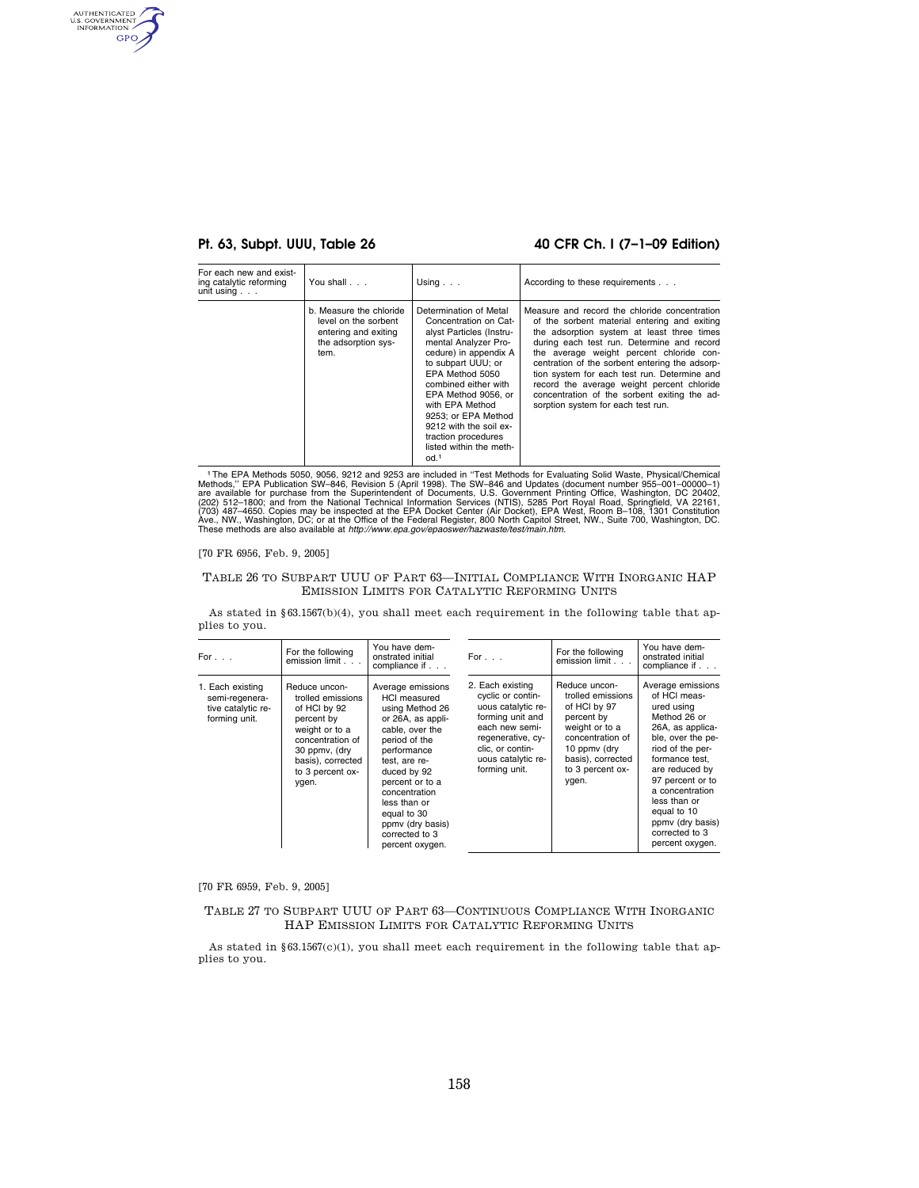| For each new and existing catalytic reforming unit using . . . | You shall . . . | Using . . . | According to these requirements . . . |
|---|---|---|---|
| | b. Measure the chloride level on the sorbent entering and exiting the adsorption system. | Determination of Metal Concentration on Catalyst Particles (Instrumental Analyzer Procedure) in appendix A to subpart UUU; or EPA Method 5050 combined either with EPA Method 9056, or with EPA Method 9253; or EPA Method 9212 with the soil extraction procedures listed within the method.[1] | Measure and record the chloride concentration of the sorbent material entering and exiting the adsorption system at least three times during each test run. Determine and record the average weight percent chloride concentration of the sorbent entering the adsorption system for each test run. Determine and record the average weight percent chloride concentration of the sorbent exiting the adsorption system for each test run. |

[1] The EPA Methods 5050, 9056, 9212 and 9253 are included in "Test Methods for Evaluating Solid Waste, Physical/Chemical Methods," EPA Publication SW–846, Revision 5 (April 1998). The SW–846 and Updates (document number 955–001–00000–1) are available for purchase from the Superintendent of Documents, U.S. Government Printing Office, Washington, DC 20402, (202) 512–1800; and from the National Technical Information Services (NTIS), 5285 Port Royal Road, Springfield, VA 22161, (703) 487–4650. Copies may be inspected at the EPA Docket Center (Air Docket), EPA West, Room B–108, 1301 Constitution Ave., NW., Washington, DC; or at the Office of the Federal Register, 800 North Capitol Street, NW., Suite 700, Washington, DC. These methods are also available at *http://www.epa.gov/epaoswer/hazwaste/test/main.htm.*

[70 FR 6956, Feb. 9, 2005]

## TABLE 26 TO SUBPART UUU OF PART 63—INITIAL COMPLIANCE WITH INORGANIC HAP EMISSION LIMITS FOR CATALYTIC REFORMING UNITS

As stated in §63.1567(b)(4), you shall meet each requirement in the following table that applies to you.

| For . . . | For the following emission limit . . . | You have demonstrated initial compliance if . . . |
|---|---|---|
| 1. Each existing semi-regenerative catalytic reforming unit. | Reduce uncontrolled emissions of HCl by 92 percent by weight or to a concentration of 30 ppmv, (dry basis), corrected to 3 percent oxygen. | Average emissions HCl measured using Method 26 or 26A, as applicable, over the period of the performance test, are reduced by 92 percent or to a concentration less than or equal to 30 ppmv (dry basis) corrected to 3 percent oxygen. |
| 2. Each existing cyclic or continuous catalytic reforming unit and each new semi-regenerative, cyclic, or continuous catalytic reforming unit. | Reduce uncontrolled emissions of HCl by 97 percent by weight or to a concentration of 10 ppmv (dry basis), corrected to 3 percent oxygen. | Average emissions of HCl measured using Method 26 or 26A, as applicable, over the period of the performance test, are reduced by 97 percent or to a concentration less than or equal to 10 ppmv (dry basis) corrected to 3 percent oxygen. |

[70 FR 6959, Feb. 9, 2005]

## TABLE 27 TO SUBPART UUU OF PART 63—CONTINUOUS COMPLIANCE WITH INORGANIC HAP EMISSION LIMITS FOR CATALYTIC REFORMING UNITS

As stated in §63.1567(c)(1), you shall meet each requirement in the following table that applies to you.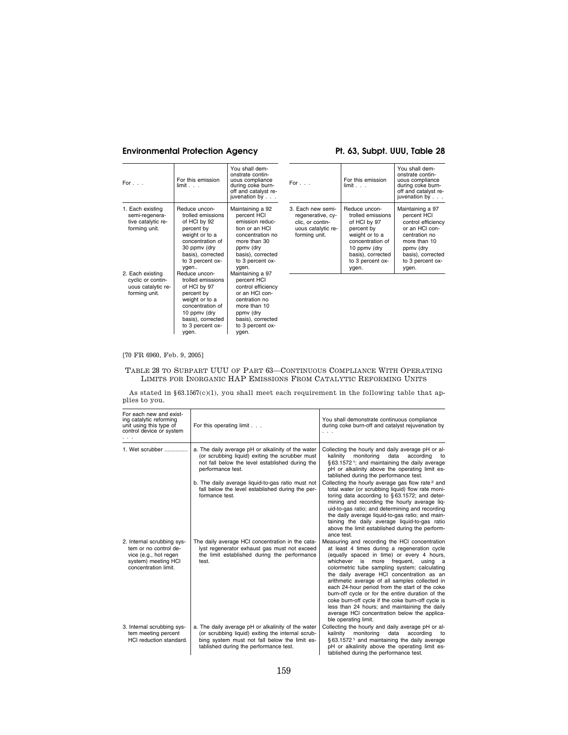| For . . . | For this emission limit . . . | You shall demonstrate continuous compliance during coke burn-off and catalyst rejuvenation by . . . |
| --- | --- | --- |
| 1. Each existing semi-regenerative catalytic reforming unit. | Reduce uncontrolled emissions of HCl by 92 percent by weight or to a concentration of 30 ppmv (dry basis), corrected to 3 percent oxygen.. | Maintaining a 92 percent HCl emission reduction or an HCl concentration no more than 30 ppmv (dry basis), corrected to 3 percent oxygen. |
| 2. Each existing cyclic or continuous catalytic reforming unit. | Reduce uncontrolled emissions of HCl by 97 percent by weight or to a concentration of 10 ppmv (dry basis), corrected to 3 percent oxygen. | Maintaining a 97 percent HCl control efficiency or an HCl concentration no more than 10 ppmv (dry basis), corrected to 3 percent oxygen. |
| 3. Each new semi-regenerative, cyclic, or continuous catalytic reforming unit. | Reduce uncontrolled emissions of HCl by 97 percent by weight or to a concentration of 10 ppmv (dry basis), corrected to 3 percent oxygen. | Maintaining a 97 percent HCl control efficiency or an HCl concentration no more than 10 ppmv (dry basis), corrected to 3 percent oxygen. |

[70 FR 6960, Feb. 9, 2005]

## TABLE 28 TO SUBPART UUU OF PART 63—CONTINUOUS COMPLIANCE WITH OPERATING LIMITS FOR INORGANIC HAP EMISSIONS FROM CATALYTIC REFORMING UNITS

As stated in §63.1567(c)(1), you shall meet each requirement in the following table that applies to you.

| For each new and existing catalytic reforming unit using this type of control device or system . . . | For this operating limit . . . | You shall demonstrate continuous compliance during coke burn-off and catalyst rejuvenation by . . . |
| --- | --- | --- |
| 1. Wet scrubber .............. | a. The daily average pH or alkalinity of the water (or scrubbing liquid) exiting the scrubber must not fall below the level established during the performance test. | Collecting the hourly and daily average pH or alkalinity monitoring data according to §63.1572 [1]; and maintaining the daily average pH or alkalinity above the operating limit established during the performance test. |
| | b. The daily average liquid-to-gas ratio must not fall below the level established during the performance test. | Collecting the hourly average gas flow rate [2] and total water (or scrubbing liquid) flow rate monitoring data according to §63.1572; and determining and recording the hourly average liquid-to-gas ratio; and determining and recording the daily average liquid-to-gas ratio; and maintaining the daily average liquid-to-gas ratio above the limit established during the performance test. |
| 2. Internal scrubbing system or no control device (e.g., hot regen system) meeting HCl concentration limit. | The daily average HCl concentration in the catalyst regenerator exhaust gas must not exceed the limit established during the performance test. | Measuring and recording the HCl concentration at least 4 times during a regeneration cycle (equally spaced in time) or every 4 hours, whichever is more frequent, using a colormetric tube sampling system; calculating the daily average HCl concentration as an arithmetic average of all samples collected in each 24-hour period from the start of the coke burn-off cycle or for the entire duration of the coke burn-off cycle if the coke burn-off cycle is less than 24 hours; and maintaining the daily average HCl concentration below the applicable operating limit. |
| 3. Internal scrubbing system meeting percent HCl reduction standard. | a. The daily average pH or alkalinity of the water (or scrubbing liquid) exiting the internal scrubbing system must not fall below the limit established during the performance test. | Collecting the hourly and daily average pH or alkalinity monitoring data according to §63.1572 [1] and maintaining the daily average pH or alkalinity above the operating limit established during the performance test. |